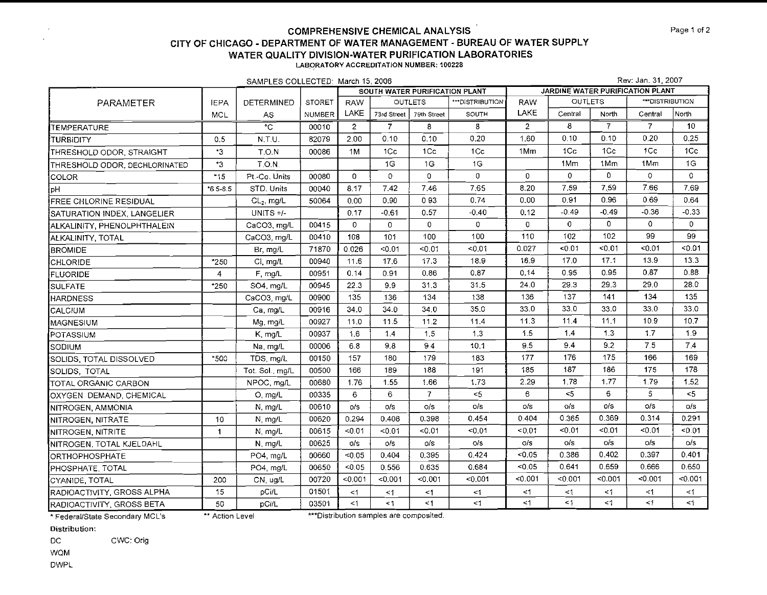# COMPREHENSIVE CHEMICAL ANALYSIS
## CITY OF CHICAGO - DEPARTMENT OF WATER MANAGEMENT - BUREAU OF WATER SUPPLY
## WATER QUALITY DIVISION-WATER PURIFICATION LABORATORIES

LABORATORY ACCREDITATION NUMBER: 100228

SAMPLES COLLECTED: March 15, 2006

Rev: Jan. 31, 2007

| PARAMETER | IEPA MCL | DETERMINED AS | STORET NUMBER | SOUTH WATER PURIFICATION PLANT | | | | JARDINE WATER PURIFICATION PLANT | | | | |
|---|---|---|---|---|---|---|---|---|---|---|---|---|
| | | | | RAW LAKE | OUTLETS | | ***DISTRIBUTION | RAW LAKE | OUTLETS | | ***DISTRIBUTION | |
| | | | | | 73rd Street | 79th Street | SOUTH | | Central | North | Central | North |
| TEMPERATURE | | °C | 00010 | 2 | 7 | 8 | 8 | 2 | 8 | 7 | 7 | 10 |
| TURBIDITY | 0.5 | N.T.U. | 82079 | 2.00 | 0.10 | 0.10 | 0.20 | 1.60 | 0.10 | 0.10 | 0.20 | 0.25 |
| THRESHOLD ODOR, STRAIGHT | *3 | T.O.N | 00086 | 1M | 1Cc | 1Cc | 1Cc | 1Mm | 1Cc | 1Cc | 1Cc | 1Cc |
| THRESHOLD ODOR, DECHLORINATED | *3 | T.O.N. | | | 1G | 1G | 1G | | 1Mm | 1Mm | 1Mm | 1G |
| COLOR | *15 | Pt.-Co. Units | 00080 | 0 | 0 | 0 | 0 | 0 | 0 | 0 | 0 | 0 |
| pH | *6.5-8.5 | STD. Units | 00040 | 8.17 | 7.42 | 7.46 | 7.65 | 8.20 | 7.59 | 7.59 | 7.66 | 7.69 |
| FREE CHLORINE RESIDUAL | | $CL_2$, mg/L | 50064 | 0.00 | 0.90 | 0.93 | 0.74 | 0.00 | 0.91 | 0.96 | 0.69 | 0.64 |
| SATURATION INDEX, LANGELIER | | UNITS +/- | | 0.17 | -0.61 | 0.57 | -0.40 | 0.12 | -0.49 | -0.49 | -0.36 | -0.33 |
| ALKALINITY, PHENOLPHTHALEIN | | CaCO3, mg/L | 00415 | 0 | 0 | 0 | 0 | 0 | 0 | 0 | 0 | 0 |
| ALKALINITY, TOTAL | | CaCO3, mg/L | 00410 | 108 | 101 | 100 | 100 | 110 | 102 | 102 | 99 | 99 |
| BROMIDE | | Br, mg/L | 71870 | 0.026 | <0.01 | <0.01 | <0.01 | 0.027 | <0.01 | <0.01 | <0.01 | <0.01 |
| CHLORIDE | *250 | Cl, mg/L | 00940 | 11.6 | 17.6 | 17.3 | 18.9 | 16.9 | 17.0 | 17.1 | 13.9 | 13.3 |
| FLUORIDE | 4 | F, mg/L | 00951 | 0.14 | 0.91 | 0.86 | 0.87 | 0.14 | 0.95 | 0.95 | 0.87 | 0.88 |
| SULFATE | *250 | SO4, mg/L | 00945 | 22.3 | 9.9 | 31.3 | 31.5 | 24.0 | 29.3 | 29.3 | 29.0 | 28.0 |
| HARDNESS | | CaCO3, mg/L | 00900 | 135 | 136 | 134 | 138 | 136 | 137 | 141 | 134 | 135 |
| CALCIUM | | Ca, mg/L | 00916 | 34.0 | 34.0 | 34.0 | 35.0 | 33.0 | 33.0 | 33.0 | 33.0 | 33.0 |
| MAGNESIUM | | Mg, mg/L | 00927 | 11.0 | 11.5 | 11.2 | 11.4 | 11.3 | 11.4 | 11.1 | 10.9 | 10.7 |
| POTASSIUM | | K, mg/L | 00937 | 1.6 | 1.4 | 1.5 | 1.3 | 1.5 | 1.4 | 1.3 | 1.7 | 1.9 |
| SODIUM | | Na, mg/L | 00006 | 6.8 | 9.8 | 9.4 | 10.1 | 9.5 | 9.4 | 9.2 | 7.5 | 7.4 |
| SOLIDS, TOTAL DISSOLVED | *500 | TDS, mg/L | 00150 | 157 | 180 | 179 | 183 | 177 | 176 | 175 | 166 | 169 |
| SOLIDS, TOTAL | | Tot. Sol., mg/L | 00500 | 166 | 189 | 188 | 191 | 185 | 187 | 186 | 175 | 178 |
| TOTAL ORGANIC CARBON | | NPOC, mg/L | 00680 | 1.76 | 1.55 | 1.66 | 1.73 | 2.29 | 1.78 | 1.77 | 1.79 | 1.52 |
| OXYGEN DEMAND, CHEMICAL | | O, mg/L | 00335 | 6 | 6 | 7 | <5 | 6 | <5 | 6 | 5 | <5 |
| NITROGEN, AMMONIA | | N, mg/L | 00610 | o/s | o/s | o/s | o/s | o/s | o/s | o/s | o/s | o/s |
| NITROGEN, NITRATE | 10 | N, mg/L | 00620 | 0.294 | 0.408 | 0.398 | 0.454 | 0.404 | 0.365 | 0.369 | 0.314 | 0.291 |
| NITROGEN, NITRITE | 1 | N, mg/L | 00615 | <0.01 | <0.01 | <0.01 | <0.01 | <0.01 | <0.01 | <0.01 | <0.01 | <0.01 |
| NITROGEN, TOTAL KJELDAHL | | N, mg/L | 00625 | o/s | o/s | o/s | o/s | o/s | o/s | o/s | o/s | o/s |
| ORTHOPHOSPHATE | | PO4, mg/L | 00660 | <0.05 | 0.404 | 0.395 | 0.424 | <0.05 | 0.386 | 0.402 | 0.397 | 0.401 |
| PHOSPHATE, TOTAL | | PO4, mg/L | 00650 | <0.05 | 0.556 | 0.635 | 0.684 | <0.05 | 0.641 | 0.659 | 0.666 | 0.650 |
| CYANIDE, TOTAL | 200 | CN, ug/L | 00720 | <0.001 | <0.001 | <0.001 | <0.001 | <0.001 | <0.001 | <0.001 | <0.001 | <0.001 |
| RADIOACTIVITY, GROSS ALPHA | 15 | pCi/L | 01501 | <1 | <1 | <1 | <1 | <1 | <1 | <1 | <1 | <1 |
| RADIOACTIVITY, GROSS BETA | 50 | pCi/L | 03501 | <1 | <1 | <1 | <1 | <1 | <1 | <1 | <1 | <1 |

\* Federal/State Secondary MCL's    ** Action Level    ***Distribution samples are composited.

**Distribution:**

DC    CWC: Orig

WQM

DWPL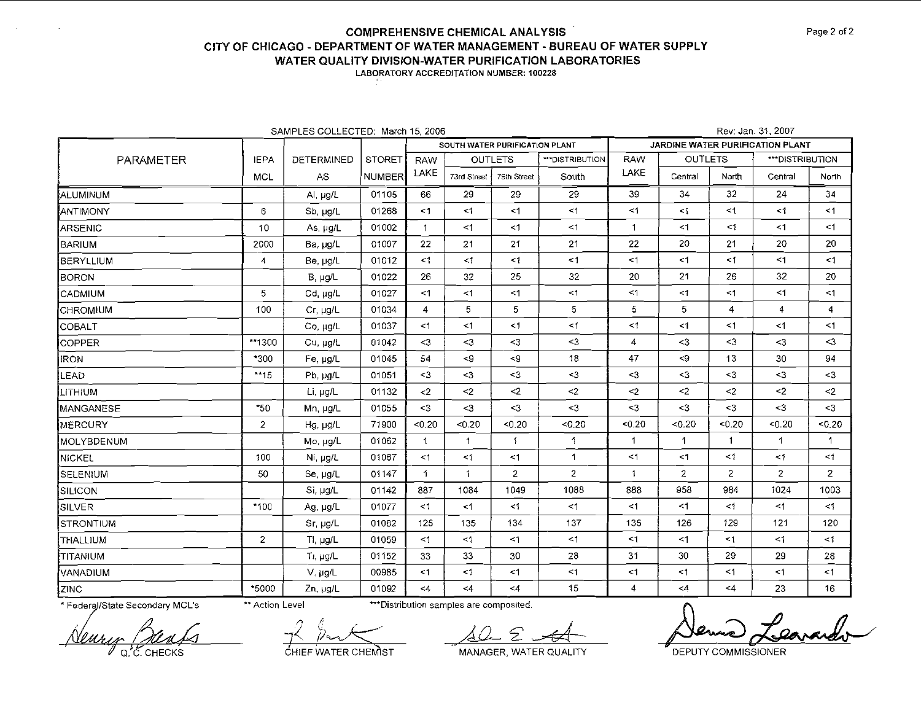# COMPREHENSIVE CHEMICAL ANALYSIS

## CITY OF CHICAGO - DEPARTMENT OF WATER MANAGEMENT - BUREAU OF WATER SUPPLY

## WATER QUALITY DIVISION-WATER PURIFICATION LABORATORIES

LABORATORY ACCREDITATION NUMBER: 100228

SAMPLES COLLECTED: March 15, 2006

Rev: Jan. 31, 2007

| PARAMETER | IEPA MCL | DETERMINED AS | STORET NUMBER | SOUTH WATER PURIFICATION PLANT | | | | JARDINE WATER PURIFICATION PLANT | | | | |
|---|---|---|---|---|---|---|---|---|---|---|---|---|
| | | | | RAW LAKE | OUTLETS | | ***DISTRIBUTION | RAW LAKE | OUTLETS | | ***DISTRIBUTION | |
| | | | | | 73rd Street | 79th Street | South | | Central | North | Central | North |
| ALUMINUM | | Al, µg/L | 01105 | 66 | 29 | 29 | 29 | 39 | 34 | 32 | 24 | 34 |
| ANTIMONY | 6 | Sb, µg/L | 01268 | <1 | <1 | <1 | <1 | <1 | <1 | <1 | <1 | <1 |
| ARSENIC | 10 | As, µg/L | 01002 | 1 | <1 | <1 | <1 | 1 | <1 | <1 | <1 | <1 |
| BARIUM | 2000 | Ba, µg/L | 01007 | 22 | 21 | 21 | 21 | 22 | 20 | 21 | 20 | 20 |
| BERYLLIUM | 4 | Be, µg/L | 01012 | <1 | <1 | <1 | <1 | <1 | <1 | <1 | <1 | <1 |
| BORON | | B, µg/L | 01022 | 26 | 32 | 25 | 32 | 20 | 21 | 26 | 32 | 20 |
| CADMIUM | 5 | Cd, µg/L | 01027 | <1 | <1 | <1 | <1 | <1 | <1 | <1 | <1 | <1 |
| CHROMIUM | 100 | Cr, µg/L | 01034 | 4 | 5 | 5 | 5 | 5 | 5 | 4 | 4 | 4 |
| COBALT | | Co, µg/L | 01037 | <1 | <1 | <1 | <1 | <1 | <1 | <1 | <1 | <1 |
| COPPER | **1300 | Cu, µg/L | 01042 | <3 | <3 | <3 | <3 | 4 | <3 | <3 | <3 | <3 |
| IRON | *300 | Fe, µg/L | 01045 | 54 | <9 | <9 | 18 | 47 | <9 | 13 | 30 | 94 |
| LEAD | **15 | Pb, µg/L | 01051 | <3 | <3 | <3 | <3 | <3 | <3 | <3 | <3 | <3 |
| LITHIUM | | Li, µg/L | 01132 | <2 | <2 | <2 | <2 | <2 | <2 | <2 | <2 | <2 |
| MANGANESE | *50 | Mn, µg/L | 01055 | <3 | <3 | <3 | <3 | <3 | <3 | <3 | <3 | <3 |
| MERCURY | 2 | Hg, µg/L | 71900 | <0.20 | <0.20 | <0.20 | <0.20 | <0.20 | <0.20 | <0.20 | <0.20 | <0.20 |
| MOLYBDENUM | | Mo, µg/L | 01062 | 1 | 1 | 1 | 1 | 1 | 1 | 1 | 1 | 1 |
| NICKEL | 100 | Ni, µg/L | 01067 | <1 | <1 | <1 | 1 | <1 | <1 | <1 | <1 | <1 |
| SELENIUM | 50 | Se, µg/L | 01147 | 1 | 1 | 2 | 2 | 1 | 2 | 2 | 2 | 2 |
| SILICON | | Si, µg/L | 01142 | 887 | 1084 | 1049 | 1088 | 888 | 958 | 984 | 1024 | 1003 |
| SILVER | *100 | Ag, µg/L | 01077 | <1 | <1 | <1 | <1 | <1 | <1 | <1 | <1 | <1 |
| STRONTIUM | | Sr, µg/L | 01082 | 125 | 135 | 134 | 137 | 135 | 126 | 129 | 121 | 120 |
| THALLIUM | 2 | Tl, µg/L | 01059 | <1 | <1 | <1 | <1 | <1 | <1 | <1 | <1 | <1 |
| TITANIUM | | Ti, µg/L | 01152 | 33 | 33 | 30 | 28 | 31 | 30 | 29 | 29 | 28 |
| VANADIUM | | V, µg/L | 00985 | <1 | <1 | <1 | <1 | <1 | <1 | <1 | <1 | <1 |
| ZINC | *5000 | Zn, µg/L | 01092 | <4 | <4 | <4 | 15 | 4 | <4 | <4 | 23 | 16 |

\* Federal/State Secondary MCL's ** Action Level ***Distribution samples are composited.

Q. C. CHECKS CHIEF WATER CHEMIST MANAGER, WATER QUALITY DEPUTY COMMISSIONER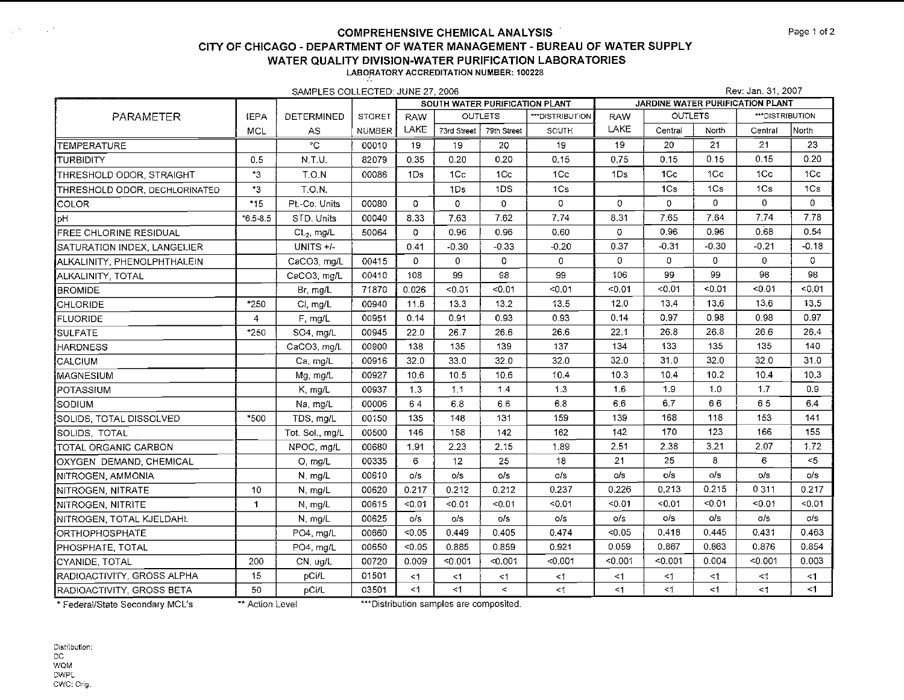# COMPREHENSIVE CHEMICAL ANALYSIS

## CITY OF CHICAGO - DEPARTMENT OF WATER MANAGEMENT - BUREAU OF WATER SUPPLY

## WATER QUALITY DIVISION-WATER PURIFICATION LABORATORIES

**LABORATORY ACCREDITATION NUMBER: 100228**

SAMPLES COLLECTED: JUNE 27, 2006

Rev: Jan. 31, 2007

| PARAMETER | IEPA MCL | DETERMINED AS | STORET NUMBER | SOUTH WATER PURIFICATION PLANT | | | | JARDINE WATER PURIFICATION PLANT | | | | |
|---|---|---|---|---|---|---|---|---|---|---|---|---|
| | | | | RAW LAKE | OUTLETS | | ***DISTRIBUTION | RAW LAKE | OUTLETS | | ***DISTRIBUTION | |
| | | | | | 73rd Street | 79th Street | SOUTH | | Central | North | Central | North |
| TEMPERATURE | | °C | 00010 | 19 | 19 | 20 | 19 | 19 | 20 | 21 | 21 | 23 |
| TURBIDITY | 0.5 | N.T.U. | 82079 | 0.35 | 0.20 | 0.20 | 0.15 | 0.75 | 0.15 | 0.15 | 0.15 | 0.20 |
| THRESHOLD ODOR, STRAIGHT | *3 | T.O.N | 00086 | 1Ds | 1Cc | 1Cc | 1Cc | 1Ds | 1Cc | 1Cc | 1Cc | 1Cc |
| THRESHOLD ODOR, DECHLORINATED | *3 | T.O.N. | | | 1Ds | 1DS | 1Cs | | 1Cs | 1Cs | 1Cs | 1Cs |
| COLOR | *15 | Pt.-Co. Units | 00080 | 0 | 0 | 0 | 0 | 0 | 0 | 0 | 0 | 0 |
| pH | *6.5-8.5 | STD. Units | 00040 | 8.33 | 7.63 | 7.62 | 7.74 | 8.31 | 7.65 | 7.64 | 7.74 | 7.78 |
| FREE CHLORINE RESIDUAL | | $CL_2$, mg/L | 50064 | 0 | 0.96 | 0.96 | 0.60 | 0 | 0.96 | 0.96 | 0.68 | 0.54 |
| SATURATION INDEX, LANGELIER | | UNITS +/- | | 0.41 | -0.30 | -0.33 | -0.20 | 0.37 | -0.31 | -0.30 | -0.21 | -0.18 |
| ALKALINITY, PHENOLPHTHALEIN | | CaCO3, mg/L | 00415 | 0 | 0 | 0 | 0 | 0 | 0 | 0 | 0 | 0 |
| ALKALINITY, TOTAL | | CaCO3, mg/L | 00410 | 108 | 99 | 98 | 99 | 106 | 99 | 99 | 98 | 98 |
| BROMIDE | | Br, mg/L | 71870 | 0.026 | <0.01 | <0.01 | <0.01 | <0.01 | <0.01 | <0.01 | <0.01 | <0.01 |
| CHLORIDE | *250 | Cl, mg/L | 00940 | 11.6 | 13.3 | 13.2 | 13.5 | 12.0 | 13.4 | 13.6 | 13.6 | 13.5 |
| FLUORIDE | 4 | F, mg/L | 00951 | 0.14 | 0.91 | 0.93 | 0.93 | 0.14 | 0.97 | 0.98 | 0.98 | 0.97 |
| SULFATE | *250 | SO4, mg/L | 00945 | 22.0 | 26.7 | 26.6 | 26.6 | 22.1 | 26.8 | 26.8 | 26.6 | 26.4 |
| HARDNESS | | CaCO3, mg/L | 00900 | 138 | 135 | 139 | 137 | 134 | 133 | 135 | 135 | 140 |
| CALCIUM | | Ca, mg/L | 00916 | 32.0 | 33.0 | 32.0 | 32.0 | 32.0 | 31.0 | 32.0 | 32.0 | 31.0 |
| MAGNESIUM | | Mg, mg/L | 00927 | 10.6 | 10.5 | 10.6 | 10.4 | 10.3 | 10.4 | 10.2 | 10.4 | 10.3 |
| POTASSIUM | | K, mg/L | 00937 | 1.3 | 1.1 | 1.4 | 1.3 | 1.6 | 1.9 | 1.0 | 1.7 | 0.9 |
| SODIUM | | Na, mg/L | 00006 | 6.4 | 6.8 | 6.6 | 6.8 | 6.6 | 6.7 | 6.6 | 6.5 | 6.4 |
| SOLIDS, TOTAL DISSOLVED | *500 | TDS, mg/L | 00150 | 135 | 148 | 131 | 159 | 139 | 168 | 118 | 153 | 141 |
| SOLIDS, TOTAL | | Tot. Sol., mg/L | 00500 | 146 | 158 | 142 | 162 | 142 | 170 | 123 | 166 | 155 |
| TOTAL ORGANIC CARBON | | NPOC, mg/L | 00680 | 1.91 | 2.23 | 2.15 | 1.89 | 2.51 | 2.38 | 3.21 | 2.07 | 1.72 |
| OXYGEN DEMAND, CHEMICAL | | O, mg/L | 00335 | 6 | 12 | 25 | 18 | 21 | 25 | 8 | 6 | <5 |
| NITROGEN, AMMONIA | | N, mg/L | 00610 | o/s | o/s | o/s | o/s | o/s | o/s | o/s | o/s | o/s |
| NITROGEN, NITRATE | 10 | N, mg/L | 00620 | 0.217 | 0.212 | 0.212 | 0.237 | 0.226 | 0.213 | 0.215 | 0.311 | 0.217 |
| NITROGEN, NITRITE | 1 | N, mg/L | 00615 | <0.01 | <0.01 | <0.01 | <0.01 | <0.01 | <0.01 | <0.01 | <0.01 | <0.01 |
| NITROGEN, TOTAL KJELDAHL | | N, mg/L | 00625 | o/s | o/s | o/s | o/s | o/s | o/s | o/s | o/s | o/s |
| ORTHOPHOSPHATE | | PO4, mg/L | 00660 | <0.05 | 0.449 | 0.405 | 0.474 | <0.05 | 0.418 | 0.445 | 0.431 | 0.463 |
| PHOSPHATE, TOTAL | | PO4, mg/L | 00650 | <0.05 | 0.885 | 0.859 | 0.921 | 0.059 | 0.867 | 0.863 | 0.876 | 0.854 |
| CYANIDE, TOTAL | 200 | CN, ug/L | 00720 | 0.009 | <0.001 | <0.001 | <0.001 | <0.001 | <0.001 | 0.004 | <0.001 | 0.003 |
| RADIOACTIVITY, GROSS ALPHA | 15 | pCi/L | 01501 | <1 | <1 | <1 | <1 | <1 | <1 | <1 | <1 | <1 |
| RADIOACTIVITY, GROSS BETA | 50 | pCi/L | 03501 | <1 | <1 | < | <1 | <1 | <1 | <1 | <1 | <1 |

\* Federal/State Secondary MCL's  ** Action Level  ***Distribution samples are composited.

Distribution:
DC
WQM
DWPL
CWC; Orig.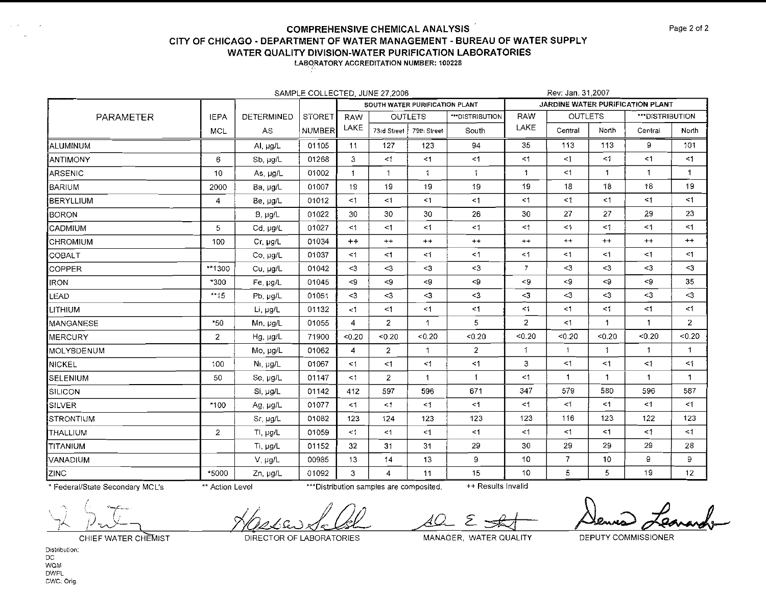# COMPREHENSIVE CHEMICAL ANALYSIS

## CITY OF CHICAGO - DEPARTMENT OF WATER MANAGEMENT - BUREAU OF WATER SUPPLY

## WATER QUALITY DIVISION-WATER PURIFICATION LABORATORIES

LABORATORY ACCREDITATION NUMBER: 100228

SAMPLE COLLECTED, JUNE 27,2006

Rev: Jan. 31,2007

| PARAMETER | IEPA MCL | DETERMINED AS | STORET NUMBER | SOUTH WATER PURIFICATION PLANT | | | | JARDINE WATER PURIFICATION PLANT | | | | |
|---|---|---|---|---|---|---|---|---|---|---|---|---|
| | | | | RAW LAKE | OUTLETS | | ***DISTRIBUTION | RAW LAKE | OUTLETS | | ***DISTRIBUTION | |
| | | | | | 73rd Street | 79th Street | South | | Central | North | Central | North |
| ALUMINUM | | Al, µg/L | 01105 | 11 | 127 | 123 | 94 | 35 | 113 | 113 | 9 | 101 |
| ANTIMONY | 6 | Sb, µg/L | 01268 | 3 | <1 | <1 | <1 | <1 | <1 | <1 | <1 | <1 |
| ARSENIC | 10 | As, µg/L | 01002 | 1 | 1 | 1 | 1 | 1 | <1 | 1 | 1 | 1 |
| BARIUM | 2000 | Ba, µg/L | 01007 | 19 | 19 | 19 | 19 | 19 | 18 | 18 | 18 | 19 |
| BERYLLIUM | 4 | Be, µg/L | 01012 | <1 | <1 | <1 | <1 | <1 | <1 | <1 | <1 | <1 |
| BORON | | B, µg/L | 01022 | 30 | 30 | 30 | 26 | 30 | 27 | 27 | 29 | 23 |
| CADMIUM | 5 | Cd, µg/L | 01027 | <1 | <1 | <1 | <1 | <1 | <1 | <1 | <1 | <1 |
| CHROMIUM | 100 | Cr, µg/L | 01034 | ++ | ++ | ++ | ++ | ++ | ++ | ++ | ++ | ++ |
| COBALT | | Co, µg/L | 01037 | <1 | <1 | <1 | <1 | <1 | <1 | <1 | <1 | <1 |
| COPPER | **1300 | Cu, µg/L | 01042 | <3 | <3 | <3 | <3 | 7 | <3 | <3 | <3 | <3 |
| IRON | *300 | Fe, µg/L | 01045 | <9 | <9 | <9 | <9 | <9 | <9 | <9 | <9 | 35 |
| LEAD | **15 | Pb, µg/L | 01051 | <3 | <3 | <3 | <3 | <3 | <3 | <3 | <3 | <3 |
| LITHIUM | | Li, µg/L | 01132 | <1 | <1 | <1 | <1 | <1 | <1 | <1 | <1 | <1 |
| MANGANESE | *50 | Mn, µg/L | 01055 | 4 | 2 | 1 | 5 | 2 | <1 | 1 | 1 | 2 |
| MERCURY | 2 | Hg, µg/L | 71900 | <0.20 | <0.20 | <0.20 | <0.20 | <0.20 | <0.20 | <0.20 | <0.20 | <0.20 |
| MOLYBDENUM | | Mo, µg/L | 01062 | 4 | 2 | 1 | 2 | 1 | 1 | 1 | 1 | 1 |
| NICKEL | 100 | Ni, µg/L | 01067 | <1 | <1 | <1 | <1 | 3 | <1 | <1 | <1 | <1 |
| SELENIUM | 50 | Se, µg/L | 01147 | <1 | 2 | 1 | 1 | <1 | 1 | 1 | 1 | 1 |
| SILICON | | Si, µg/L | 01142 | 412 | 597 | 596 | 671 | 347 | 579 | 580 | 596 | 587 |
| SILVER | *100 | Ag, µg/L | 01077 | <1 | <1 | <1 | <1 | <1 | <1 | <1 | <1 | <1 |
| STRONTIUM | | Sr, µg/L | 01082 | 123 | 124 | 123 | 123 | 123 | 116 | 123 | 122 | 123 |
| THALLIUM | 2 | Tl, µg/L | 01059 | <1 | <1 | <1 | <1 | <1 | <1 | <1 | <1 | <1 |
| TITANIUM | | Ti, µg/L | 01152 | 32 | 31 | 31 | 29 | 30 | 29 | 29 | 29 | 28 |
| VANADIUM | | V, µg/L | 00985 | 13 | 14 | 13 | 9 | 10 | 7 | 10 | 9 | 9 |
| ZINC | *5000 | Zn, µg/L | 01092 | 3 | 4 | 11 | 15 | 10 | 5 | 5 | 19 | 12 |

\* Federal/State Secondary MCL's   ** Action Level   ***Distribution samples are composited.   ++ Results Invalid

CHIEF WATER CHEMIST   DIRECTOR OF LABORATORIES   MANAGER, WATER QUALITY   DEPUTY COMMISSIONER

Distribution:
DC
WQM
DWPL
CWC: Orig.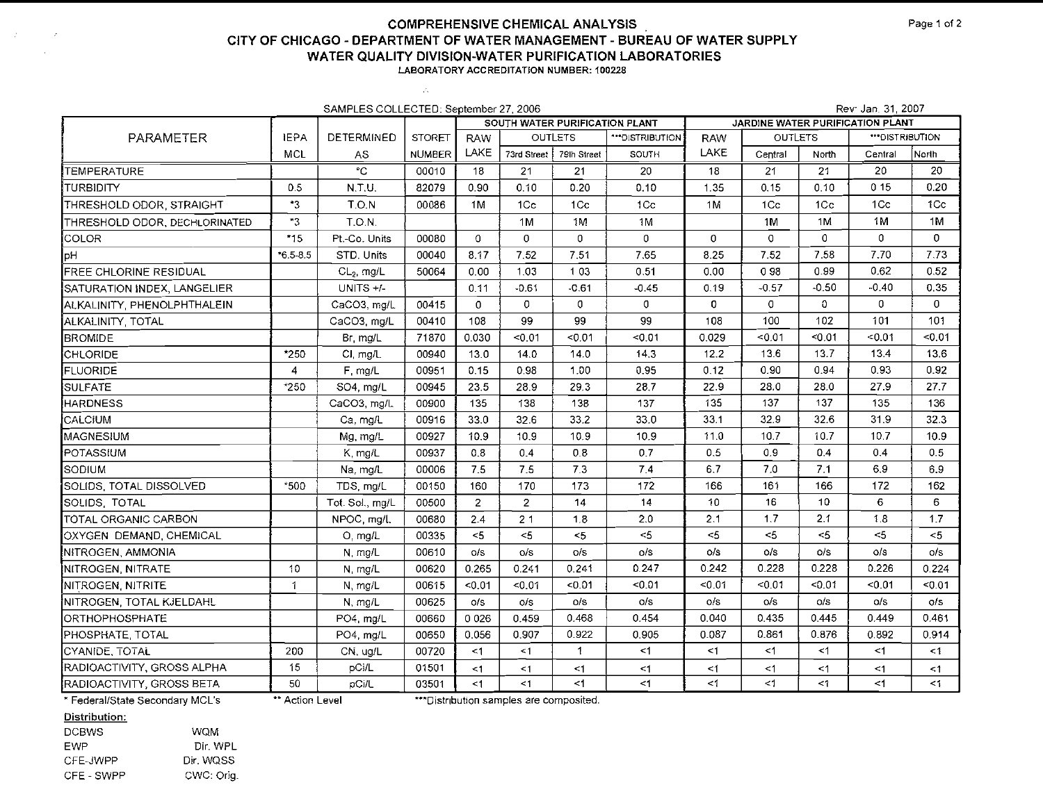# COMPREHENSIVE CHEMICAL ANALYSIS
## CITY OF CHICAGO - DEPARTMENT OF WATER MANAGEMENT - BUREAU OF WATER SUPPLY
## WATER QUALITY DIVISION-WATER PURIFICATION LABORATORIES
**LABORATORY ACCREDITATION NUMBER: 100228**

SAMPLES COLLECTED: September 27, 2006 — Rev: Jan. 31, 2007

| PARAMETER | IEPA MCL | DETERMINED AS | STORET NUMBER | SOUTH WATER PURIFICATION PLANT | | | | JARDINE WATER PURIFICATION PLANT | | | | |
|---|---|---|---|---|---|---|---|---|---|---|---|---|
| | | | | RAW LAKE | OUTLETS | | ***DISTRIBUTION | RAW LAKE | OUTLETS | | ***DISTRIBUTION | |
| | | | | | 73rd Street | 79th Street | SOUTH | | Central | North | Central | North |
| TEMPERATURE | | °C | 00010 | 18 | 21 | 21 | 20 | 18 | 21 | 21 | 20 | 20 |
| TURBIDITY | 0.5 | N.T.U. | 82079 | 0.90 | 0.10 | 0.20 | 0.10 | 1.35 | 0.15 | 0.10 | 0.15 | 0.20 |
| THRESHOLD ODOR, STRAIGHT | *3 | T.O.N | 00086 | 1M | 1Cc | 1Cc | 1Cc | 1M | 1Cc | 1Cc | 1Cc | 1Cc |
| THRESHOLD ODOR, DECHLORINATED | *3 | T.O.N. | | | 1M | 1M | 1M | | 1M | 1M | 1M | 1M |
| COLOR | *15 | Pt.-Co. Units | 00080 | 0 | 0 | 0 | 0 | 0 | 0 | 0 | 0 | 0 |
| pH | *6.5-8.5 | STD. Units | 00040 | 8.17 | 7.52 | 7.51 | 7.65 | 8.25 | 7.52 | 7.58 | 7.70 | 7.73 |
| FREE CHLORINE RESIDUAL | | $CL_2$, mg/L | 50064 | 0.00 | 1.03 | 1.03 | 0.51 | 0.00 | 0.98 | 0.99 | 0.62 | 0.52 |
| SATURATION INDEX, LANGELIER | | UNITS +/- | | 0.11 | -0.61 | -0.61 | -0.45 | 0.19 | -0.57 | -0.50 | -0.40 | 0.35 |
| ALKALINITY, PHENOLPHTHALEIN | | CaCO3, mg/L | 00415 | 0 | 0 | 0 | 0 | 0 | 0 | 0 | 0 | 0 |
| ALKALINITY, TOTAL | | CaCO3, mg/L | 00410 | 108 | 99 | 99 | 99 | 108 | 100 | 102 | 101 | 101 |
| BROMIDE | | Br, mg/L | 71870 | 0.030 | <0.01 | <0.01 | <0.01 | 0.029 | <0.01 | <0.01 | <0.01 | <0.01 |
| CHLORIDE | *250 | Cl, mg/L | 00940 | 13.0 | 14.0 | 14.0 | 14.3 | 12.2 | 13.6 | 13.7 | 13.4 | 13.6 |
| FLUORIDE | 4 | F, mg/L | 00951 | 0.15 | 0.98 | 1.00 | 0.95 | 0.12 | 0.90 | 0.94 | 0.93 | 0.92 |
| SULFATE | *250 | SO4, mg/L | 00945 | 23.5 | 28.9 | 29.3 | 28.7 | 22.9 | 28.0 | 28.0 | 27.9 | 27.7 |
| HARDNESS | | CaCO3, mg/L | 00900 | 135 | 138 | 138 | 137 | 135 | 137 | 137 | 135 | 136 |
| CALCIUM | | Ca, mg/L | 00916 | 33.0 | 32.6 | 33.2 | 33.0 | 33.1 | 32.9 | 32.6 | 31.9 | 32.3 |
| MAGNESIUM | | Mg, mg/L | 00927 | 10.9 | 10.9 | 10.9 | 10.9 | 11.0 | 10.7 | 10.7 | 10.7 | 10.9 |
| POTASSIUM | | K, mg/L | 00937 | 0.8 | 0.4 | 0.8 | 0.7 | 0.5 | 0.9 | 0.4 | 0.4 | 0.5 |
| SODIUM | | Na, mg/L | 00006 | 7.5 | 7.5 | 7.3 | 7.4 | 6.7 | 7.0 | 7.1 | 6.9 | 6.9 |
| SOLIDS, TOTAL DISSOLVED | *500 | TDS, mg/L | 00150 | 160 | 170 | 173 | 172 | 166 | 161 | 166 | 172 | 162 |
| SOLIDS, TOTAL | | Tot. Sol., mg/L | 00500 | 2 | 2 | 14 | 14 | 10 | 16 | 10 | 6 | 6 |
| TOTAL ORGANIC CARBON | | NPOC, mg/L | 00680 | 2.4 | 2.1 | 1.8 | 2.0 | 2.1 | 1.7 | 2.1 | 1.8 | 1.7 |
| OXYGEN DEMAND, CHEMICAL | | O, mg/L | 00335 | <5 | <5 | <5 | <5 | <5 | <5 | <5 | <5 | <5 |
| NITROGEN, AMMONIA | | N, mg/L | 00610 | o/s | o/s | o/s | o/s | o/s | o/s | o/s | o/s | o/s |
| NITROGEN, NITRATE | 10 | N, mg/L | 00620 | 0.265 | 0.241 | 0.241 | 0.247 | 0.242 | 0.228 | 0.228 | 0.226 | 0.224 |
| NITROGEN, NITRITE | 1 | N, mg/L | 00615 | <0.01 | <0.01 | <0.01 | <0.01 | <0.01 | <0.01 | <0.01 | <0.01 | <0.01 |
| NITROGEN, TOTAL KJELDAHL | | N, mg/L | 00625 | o/s | o/s | o/s | o/s | o/s | o/s | o/s | o/s | o/s |
| ORTHOPHOSPHATE | | PO4, mg/L | 00660 | 0.026 | 0.459 | 0.468 | 0.454 | 0.040 | 0.435 | 0.445 | 0.449 | 0.461 |
| PHOSPHATE, TOTAL | | PO4, mg/L | 00650 | 0.056 | 0.907 | 0.922 | 0.905 | 0.087 | 0.861 | 0.876 | 0.892 | 0.914 |
| CYANIDE, TOTAL | 200 | CN, ug/L | 00720 | <1 | <1 | 1 | <1 | <1 | <1 | <1 | <1 | <1 |
| RADIOACTIVITY, GROSS ALPHA | 15 | pCi/L | 01501 | <1 | <1 | <1 | <1 | <1 | <1 | <1 | <1 | <1 |
| RADIOACTIVITY, GROSS BETA | 50 | pCi/L | 03501 | <1 | <1 | <1 | <1 | <1 | <1 | <1 | <1 | <1 |

\* Federal/State Secondary MCL's   ** Action Level   ***Distribution samples are composited.

**Distribution:**

| | |
|---|---|
| DCBWS | WQM |
| EWP | Dir. WPL |
| CFE-JWPP | Dir. WQSS |
| CFE - SWPP | CWC: Orig. |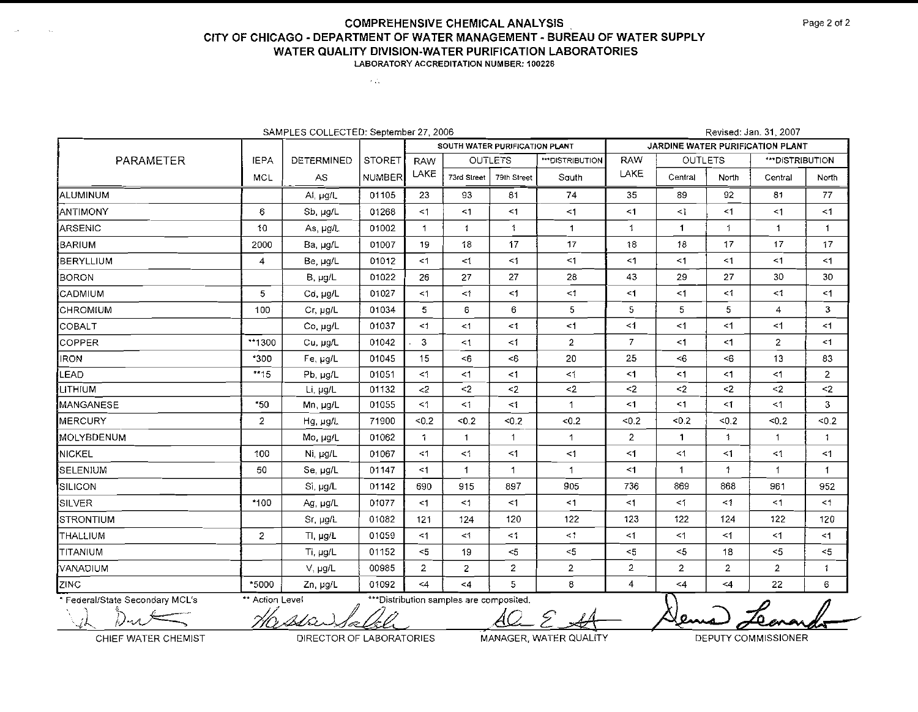# COMPREHENSIVE CHEMICAL ANALYSIS
## CITY OF CHICAGO - DEPARTMENT OF WATER MANAGEMENT - BUREAU OF WATER SUPPLY
## WATER QUALITY DIVISION-WATER PURIFICATION LABORATORIES
LABORATORY ACCREDITATION NUMBER: 100226

SAMPLES COLLECTED: September 27, 2006

Revised: Jan. 31, 2007

| PARAMETER | IEPA MCL | DETERMINED AS | STORET NUMBER | SOUTH WATER PURIFICATION PLANT | | | | JARDINE WATER PURIFICATION PLANT | | | | |
|---|---|---|---|---|---|---|---|---|---|---|---|---|
| | | | | RAW LAKE | OUTLETS | | ***DISTRIBUTION | RAW LAKE | OUTLETS | | ***DISTRIBUTION | |
| | | | | | 73rd Street | 79th Street | South | | Central | North | Central | North |
| ALUMINUM | | Al, µg/L | 01105 | 23 | 93 | 81 | 74 | 35 | 89 | 92 | 81 | 77 |
| ANTIMONY | 6 | Sb, µg/L | 01268 | <1 | <1 | <1 | <1 | <1 | <1 | <1 | <1 | <1 |
| ARSENIC | 10 | As, µg/L | 01002 | 1 | 1 | 1 | 1 | 1 | 1 | 1 | 1 | 1 |
| BARIUM | 2000 | Ba, µg/L | 01007 | 19 | 18 | 17 | 17 | 18 | 18 | 17 | 17 | 17 |
| BERYLLIUM | 4 | Be, µg/L | 01012 | <1 | <1 | <1 | <1 | <1 | <1 | <1 | <1 | <1 |
| BORON | | B, µg/L | 01022 | 26 | 27 | 27 | 28 | 43 | 29 | 27 | 30 | 30 |
| CADMIUM | 5 | Cd, µg/L | 01027 | <1 | <1 | <1 | <1 | <1 | <1 | <1 | <1 | <1 |
| CHROMIUM | 100 | Cr, µg/L | 01034 | 5 | 6 | 6 | 5 | 5 | 5 | 5 | 4 | 3 |
| COBALT | | Co, µg/L | 01037 | <1 | <1 | <1 | <1 | <1 | <1 | <1 | <1 | <1 |
| COPPER | **1300 | Cu, µg/L | 01042 | 3 | <1 | <1 | 2 | 7 | <1 | <1 | 2 | <1 |
| IRON | *300 | Fe, µg/L | 01045 | 15 | <6 | <6 | 20 | 25 | <6 | <6 | 13 | 83 |
| LEAD | **15 | Pb, µg/L | 01051 | <1 | <1 | <1 | <1 | <1 | <1 | <1 | <1 | 2 |
| LITHIUM | | Li, µg/L | 01132 | <2 | <2 | <2 | <2 | <2 | <2 | <2 | <2 | <2 |
| MANGANESE | *50 | Mn, µg/L | 01055 | <1 | <1 | <1 | 1 | <1 | <1 | <1 | <1 | 3 |
| MERCURY | 2 | Hg, µg/L | 71900 | <0.2 | <0.2 | <0.2 | <0.2 | <0.2 | <0.2 | <0.2 | <0.2 | <0.2 |
| MOLYBDENUM | | Mo, µg/L | 01062 | 1 | 1 | 1 | 1 | 2 | 1 | 1 | 1 | 1 |
| NICKEL | 100 | Ni, µg/L | 01067 | <1 | <1 | <1 | <1 | <1 | <1 | <1 | <1 | <1 |
| SELENIUM | 50 | Se, µg/L | 01147 | <1 | 1 | 1 | 1 | <1 | 1 | 1 | 1 | 1 |
| SILICON | | Si, µg/L | 01142 | 690 | 915 | 897 | 905 | 736 | 869 | 868 | 961 | 952 |
| SILVER | *100 | Ag, µg/L | 01077 | <1 | <1 | <1 | <1 | <1 | <1 | <1 | <1 | <1 |
| STRONTIUM | | Sr, µg/L | 01082 | 121 | 124 | 120 | 122 | 123 | 122 | 124 | 122 | 120 |
| THALLIUM | 2 | Tl, µg/L | 01059 | <1 | <1 | <1 | <1 | <1 | <1 | <1 | <1 | <1 |
| TITANIUM | | Ti, µg/L | 01152 | <5 | 19 | <5 | <5 | <5 | <5 | 18 | <5 | <5 |
| VANADIUM | | V, µg/L | 00985 | 2 | 2 | 2 | 2 | 2 | 2 | 2 | 2 | 1 |
| ZINC | *5000 | Zn, µg/L | 01092 | <4 | <4 | 5 | 8 | 4 | <4 | <4 | 22 | 6 |

\* Federal/State Secondary MCL's &nbsp;&nbsp; ** Action Level &nbsp;&nbsp; ***Distribution samples are composited.

CHIEF WATER CHEMIST &nbsp;&nbsp; DIRECTOR OF LABORATORIES &nbsp;&nbsp; MANAGER, WATER QUALITY &nbsp;&nbsp; DEPUTY COMMISSIONER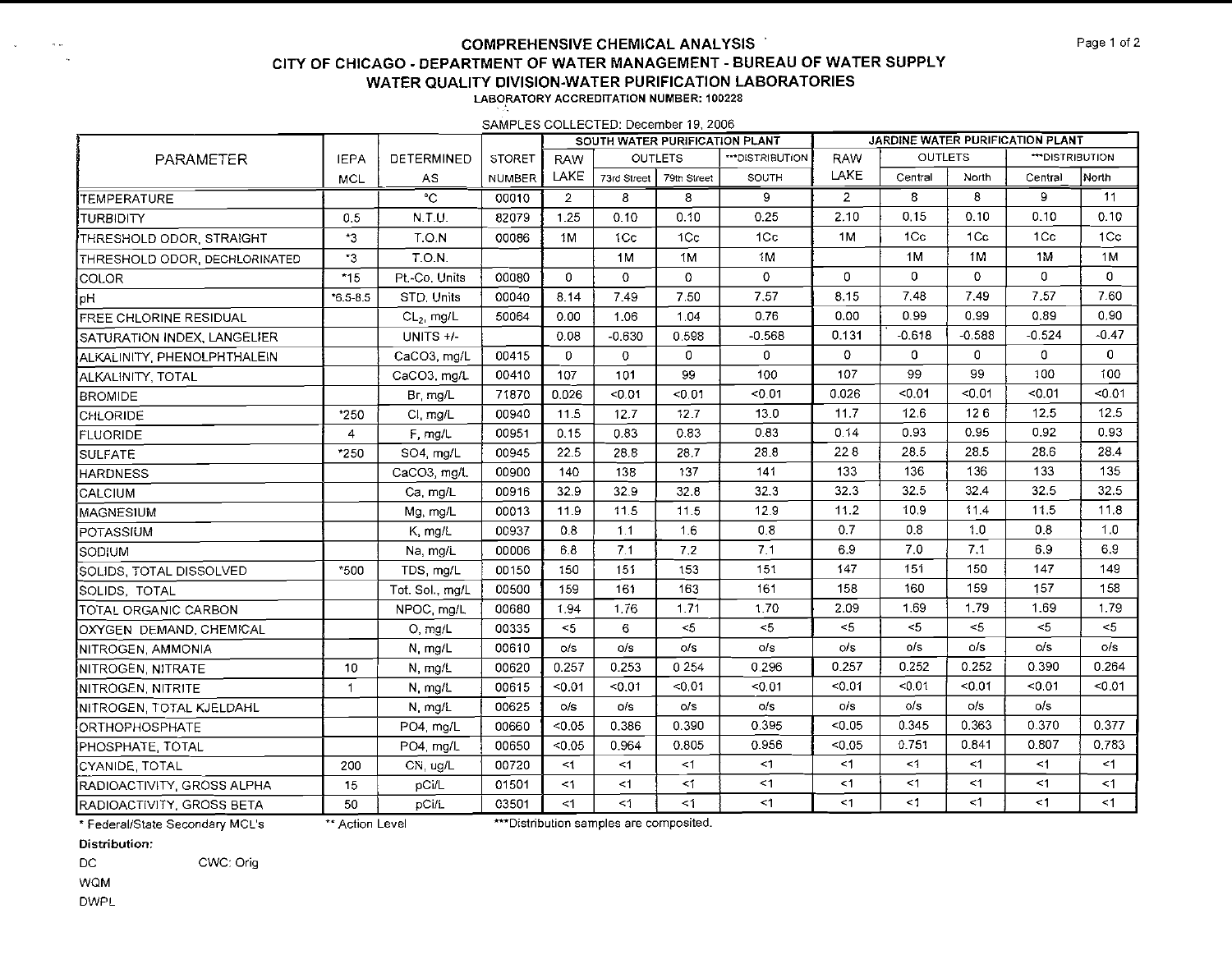# COMPREHENSIVE CHEMICAL ANALYSIS

## CITY OF CHICAGO - DEPARTMENT OF WATER MANAGEMENT - BUREAU OF WATER SUPPLY

## WATER QUALITY DIVISION-WATER PURIFICATION LABORATORIES

**LABORATORY ACCREDITATION NUMBER: 100228**

SAMPLES COLLECTED: December 19, 2006

| PARAMETER | IEPA MCL | DETERMINED AS | STORET NUMBER | SOUTH WATER PURIFICATION PLANT | | | | JARDINE WATER PURIFICATION PLANT | | | | |
|---|---|---|---|---|---|---|---|---|---|---|---|---|
| | | | | RAW LAKE | OUTLETS | | ***DISTRIBUTION | RAW LAKE | OUTLETS | | ***DISTRIBUTION | |
| | | | | | 73rd Street | 79th Street | SOUTH | | Central | North | Central | North |
| TEMPERATURE | | °C | 00010 | 2 | 8 | 8 | 9 | 2 | 8 | 8 | 9 | 11 |
| TURBIDITY | 0.5 | N.T.U. | 82079 | 1.25 | 0.10 | 0.10 | 0.25 | 2.10 | 0.15 | 0.10 | 0.10 | 0.10 |
| THRESHOLD ODOR, STRAIGHT | *3 | T.O.N | 00086 | 1M | 1Cc | 1Cc | 1Cc | 1M | 1Cc | 1Cc | 1Cc | 1Cc |
| THRESHOLD ODOR, DECHLORINATED | *3 | T.O.N. | | | 1M | 1M | 1M | | 1M | 1M | 1M | 1M |
| COLOR | *15 | Pt.-Co. Units | 00080 | 0 | 0 | 0 | 0 | 0 | 0 | 0 | 0 | 0 |
| pH | *6.5-8.5 | STD. Units | 00040 | 8.14 | 7.49 | 7.50 | 7.57 | 8.15 | 7.48 | 7.49 | 7.57 | 7.60 |
| FREE CHLORINE RESIDUAL | | $CL_2$, mg/L | 50064 | 0.00 | 1.06 | 1.04 | 0.76 | 0.00 | 0.99 | 0.99 | 0.89 | 0.90 |
| SATURATION INDEX, LANGELIER | | UNITS +/- | | 0.08 | -0.630 | 0.598 | -0.568 | 0.131 | -0.618 | -0.588 | -0.524 | -0.47 |
| ALKALINITY, PHENOLPHTHALEIN | | CaCO3, mg/L | 00415 | 0 | 0 | 0 | 0 | 0 | 0 | 0 | 0 | 0 |
| ALKALINITY, TOTAL | | CaCO3, mg/L | 00410 | 107 | 101 | 99 | 100 | 107 | 99 | 99 | 100 | 100 |
| BROMIDE | | Br, mg/L | 71870 | 0.026 | <0.01 | <0.01 | <0.01 | 0.026 | <0.01 | <0.01 | <0.01 | <0.01 |
| CHLORIDE | *250 | Cl, mg/L | 00940 | 11.5 | 12.7 | 12.7 | 13.0 | 11.7 | 12.6 | 12.6 | 12.5 | 12.5 |
| FLUORIDE | 4 | F, mg/L | 00951 | 0.15 | 0.83 | 0.83 | 0.83 | 0.14 | 0.93 | 0.95 | 0.92 | 0.93 |
| SULFATE | *250 | SO4, mg/L | 00945 | 22.5 | 28.8 | 28.7 | 28.8 | 22.8 | 28.5 | 28.5 | 28.6 | 28.4 |
| HARDNESS | | CaCO3, mg/L | 00900 | 140 | 138 | 137 | 141 | 133 | 136 | 136 | 133 | 135 |
| CALCIUM | | Ca, mg/L | 00916 | 32.9 | 32.9 | 32.8 | 32.3 | 32.3 | 32.5 | 32.4 | 32.5 | 32.5 |
| MAGNESIUM | | Mg, mg/L | 00013 | 11.9 | 11.5 | 11.5 | 12.9 | 11.2 | 10.9 | 11.4 | 11.5 | 11.8 |
| POTASSIUM | | K, mg/L | 00937 | 0.8 | 1.1 | 1.6 | 0.8 | 0.7 | 0.8 | 1.0 | 0.8 | 1.0 |
| SODIUM | | Na, mg/L | 00006 | 6.8 | 7.1 | 7.2 | 7.1 | 6.9 | 7.0 | 7.1 | 6.9 | 6.9 |
| SOLIDS, TOTAL DISSOLVED | *500 | TDS, mg/L | 00150 | 150 | 151 | 153 | 151 | 147 | 151 | 150 | 147 | 149 |
| SOLIDS, TOTAL | | Tot. Sol., mg/L | 00500 | 159 | 161 | 163 | 161 | 158 | 160 | 159 | 157 | 158 |
| TOTAL ORGANIC CARBON | | NPOC, mg/L | 00680 | 1.94 | 1.76 | 1.71 | 1.70 | 2.09 | 1.69 | 1.79 | 1.69 | 1.79 |
| OXYGEN DEMAND, CHEMICAL | | O, mg/L | 00335 | <5 | 6 | <5 | <5 | <5 | <5 | <5 | <5 | <5 |
| NITROGEN, AMMONIA | | N, mg/L | 00610 | o/s | o/s | o/s | o/s | o/s | o/s | o/s | o/s | o/s |
| NITROGEN, NITRATE | 10 | N, mg/L | 00620 | 0.257 | 0.253 | 0.254 | 0.296 | 0.257 | 0.252 | 0.252 | 0.390 | 0.264 |
| NITROGEN, NITRITE | 1 | N, mg/L | 00615 | <0.01 | <0.01 | <0.01 | <0.01 | <0.01 | <0.01 | <0.01 | <0.01 | <0.01 |
| NITROGEN, TOTAL KJELDAHL | | N, mg/L | 00625 | o/s | o/s | o/s | o/s | o/s | o/s | o/s | o/s | |
| ORTHOPHOSPHATE | | PO4, mg/L | 00660 | <0.05 | 0.386 | 0.390 | 0.395 | <0.05 | 0.345 | 0.363 | 0.370 | 0.377 |
| PHOSPHATE, TOTAL | | PO4, mg/L | 00650 | <0.05 | 0.964 | 0.805 | 0.956 | <0.05 | 0.751 | 0.841 | 0.807 | 0.783 |
| CYANIDE, TOTAL | 200 | CN, ug/L | 00720 | <1 | <1 | <1 | <1 | <1 | <1 | <1 | <1 | <1 |
| RADIOACTIVITY, GROSS ALPHA | 15 | pCi/L | 01501 | <1 | <1 | <1 | <1 | <1 | <1 | <1 | <1 | <1 |
| RADIOACTIVITY, GROSS BETA | 50 | pCi/L | 03501 | <1 | <1 | <1 | <1 | <1 | <1 | <1 | <1 | <1 |

\* Federal/State Secondary MCL's ** Action Level ***Distribution samples are composited.

**Distribution:**

DC CWC: Orig

WQM

DWPL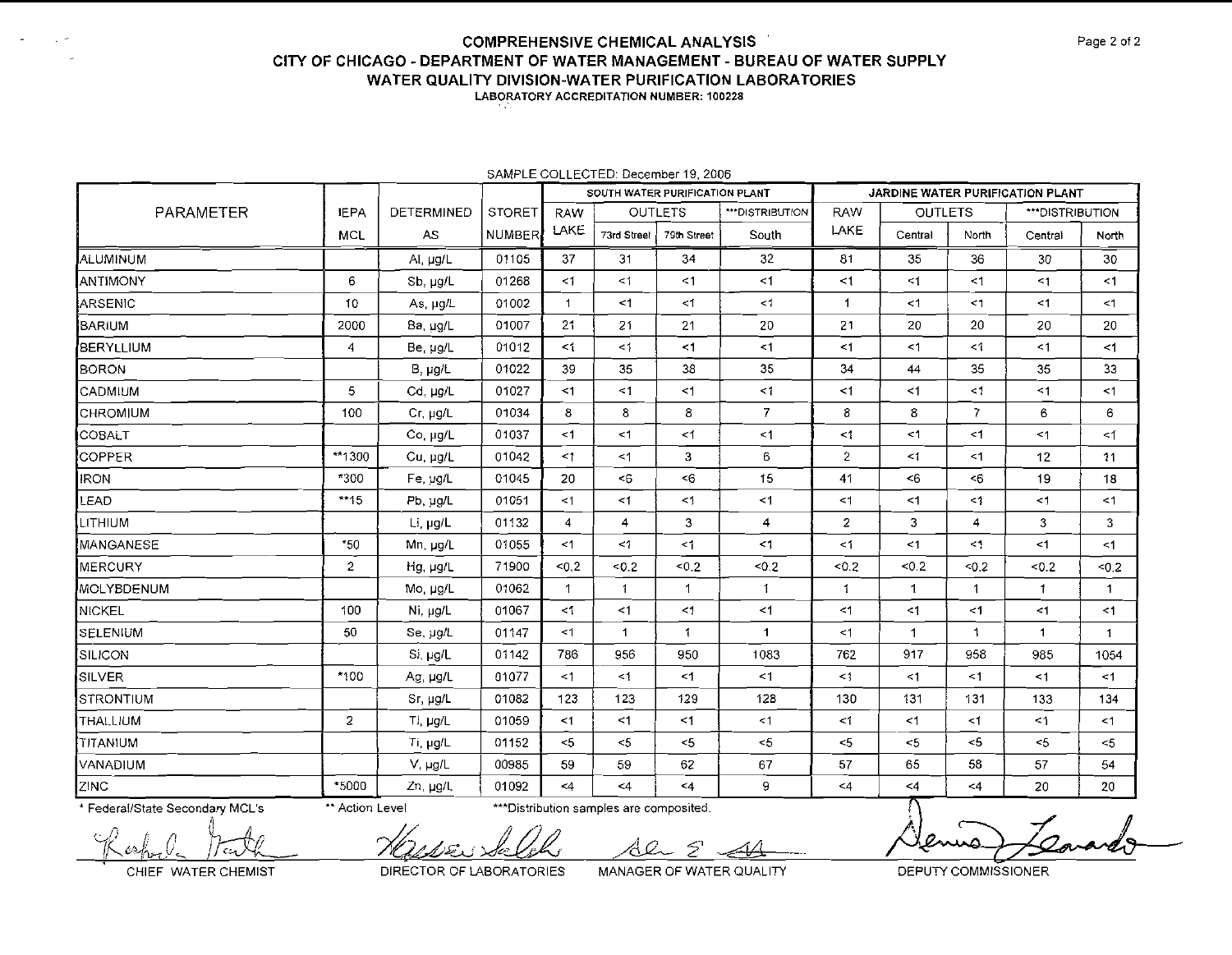# COMPREHENSIVE CHEMICAL ANALYSIS

## CITY OF CHICAGO - DEPARTMENT OF WATER MANAGEMENT - BUREAU OF WATER SUPPLY

## WATER QUALITY DIVISION-WATER PURIFICATION LABORATORIES

**LABORATORY ACCREDITATION NUMBER: 100228**

SAMPLE COLLECTED: December 19, 2006

| PARAMETER | IEPA MCL | DETERMINED AS | STORET NUMBER | SOUTH WATER PURIFICATION PLANT | | | | JARDINE WATER PURIFICATION PLANT | | | | |
|---|---|---|---|---|---|---|---|---|---|---|---|---|
| | | | | RAW LAKE | OUTLETS | | ***DISTRIBUTION | RAW LAKE | OUTLETS | | ***DISTRIBUTION | |
| | | | | | 73rd Street | 79th Street | South | | Central | North | Central | North |
| ALUMINUM | | Al, µg/L | 01105 | 37 | 31 | 34 | 32 | 81 | 35 | 36 | 30 | 30 |
| ANTIMONY | 6 | Sb, µg/L | 01268 | <1 | <1 | <1 | <1 | <1 | <1 | <1 | <1 | <1 |
| ARSENIC | 10 | As, µg/L | 01002 | 1 | <1 | <1 | <1 | 1 | <1 | <1 | <1 | <1 |
| BARIUM | 2000 | Ba, µg/L | 01007 | 21 | 21 | 21 | 20 | 21 | 20 | 20 | 20 | 20 |
| BERYLLIUM | 4 | Be, µg/L | 01012 | <1 | <1 | <1 | <1 | <1 | <1 | <1 | <1 | <1 |
| BORON | | B, µg/L | 01022 | 39 | 35 | 38 | 35 | 34 | 44 | 35 | 35 | 33 |
| CADMIUM | 5 | Cd, µg/L | 01027 | <1 | <1 | <1 | <1 | <1 | <1 | <1 | <1 | <1 |
| CHROMIUM | 100 | Cr, µg/L | 01034 | 8 | 8 | 8 | 7 | 8 | 8 | 7 | 6 | 6 |
| COBALT | | Co, µg/L | 01037 | <1 | <1 | <1 | <1 | <1 | <1 | <1 | <1 | <1 |
| COPPER | **1300 | Cu, µg/L | 01042 | <1 | <1 | 3 | 6 | 2 | <1 | <1 | 12 | 11 |
| IRON | *300 | Fe, µg/L | 01045 | 20 | <6 | <6 | 15 | 41 | <6 | <6 | 19 | 18 |
| LEAD | **15 | Pb, µg/L | 01051 | <1 | <1 | <1 | <1 | <1 | <1 | <1 | <1 | <1 |
| LITHIUM | | Li, µg/L | 01132 | 4 | 4 | 3 | 4 | 2 | 3 | 4 | 3 | 3 |
| MANGANESE | *50 | Mn, µg/L | 01055 | <1 | <1 | <1 | <1 | <1 | <1 | <1 | <1 | <1 |
| MERCURY | 2 | Hg, µg/L | 71900 | <0.2 | <0.2 | <0.2 | <0.2 | <0.2 | <0.2 | <0.2 | <0.2 | <0.2 |
| MOLYBDENUM | | Mo, µg/L | 01062 | 1 | 1 | 1 | 1 | 1 | 1 | 1 | 1 | 1 |
| NICKEL | 100 | Ni, µg/L | 01067 | <1 | <1 | <1 | <1 | <1 | <1 | <1 | <1 | <1 |
| SELENIUM | 50 | Se, µg/L | 01147 | <1 | 1 | 1 | 1 | <1 | 1 | 1 | 1 | 1 |
| SILICON | | Si, µg/L | 01142 | 786 | 956 | 950 | 1083 | 762 | 917 | 958 | 985 | 1054 |
| SILVER | *100 | Ag, µg/L | 01077 | <1 | <1 | <1 | <1 | <1 | <1 | <1 | <1 | <1 |
| STRONTIUM | | Sr, µg/L | 01082 | 123 | 123 | 129 | 128 | 130 | 131 | 131 | 133 | 134 |
| THALLIUM | 2 | Tl, µg/L | 01059 | <1 | <1 | <1 | <1 | <1 | <1 | <1 | <1 | <1 |
| TITANIUM | | Ti, µg/L | 01152 | <5 | <5 | <5 | <5 | <5 | <5 | <5 | <5 | <5 |
| VANADIUM | | V, µg/L | 00985 | 59 | 59 | 62 | 67 | 57 | 65 | 58 | 57 | 54 |
| ZINC | *5000 | Zn, µg/L | 01092 | <4 | <4 | <4 | 9 | <4 | <4 | <4 | 20 | 20 |

\* Federal/State Secondary MCL's ** Action Level ***Distribution samples are composited.

CHIEF WATER CHEMIST DIRECTOR OF LABORATORIES MANAGER OF WATER QUALITY DEPUTY COMMISSIONER